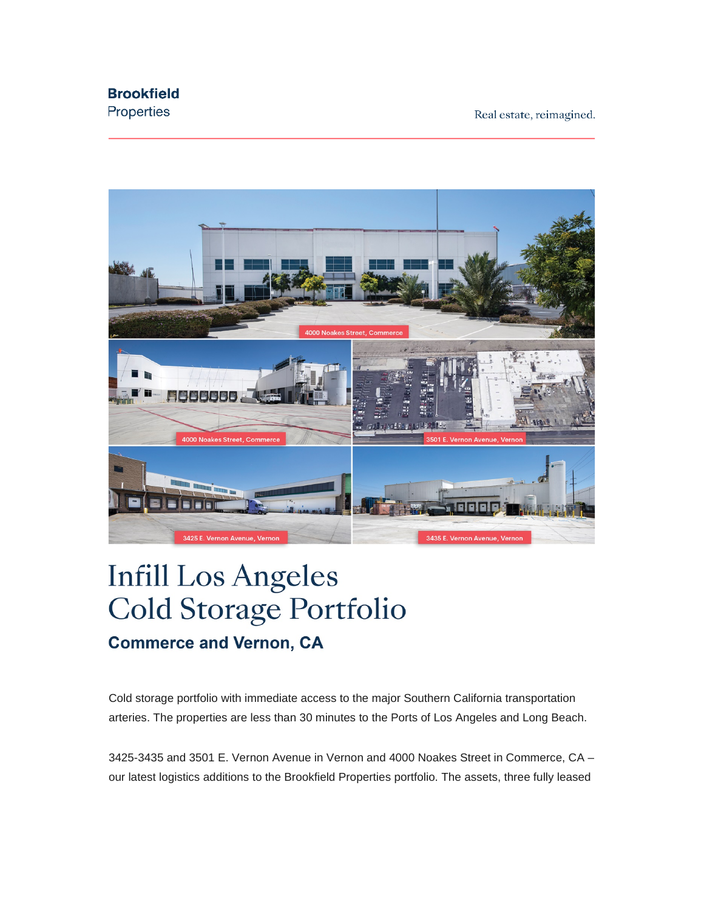Brookfield
Properties

Real estate, reimagined.

4000 Noakes Street, Commerce

4000 Noakes Street, Commerce

3501 E. Vernon Avenue, Vernon

3425 E. Vernon Avenue, Vernon

3435 E. Vernon Avenue, Vernon

# Infill Los Angeles Cold Storage Portfolio

## Commerce and Vernon, CA

Cold storage portfolio with immediate access to the major Southern California transportation arteries. The properties are less than 30 minutes to the Ports of Los Angeles and Long Beach.

3425-3435 and 3501 E. Vernon Avenue in Vernon and 4000 Noakes Street in Commerce, CA – our latest logistics additions to the Brookfield Properties portfolio. The assets, three fully leased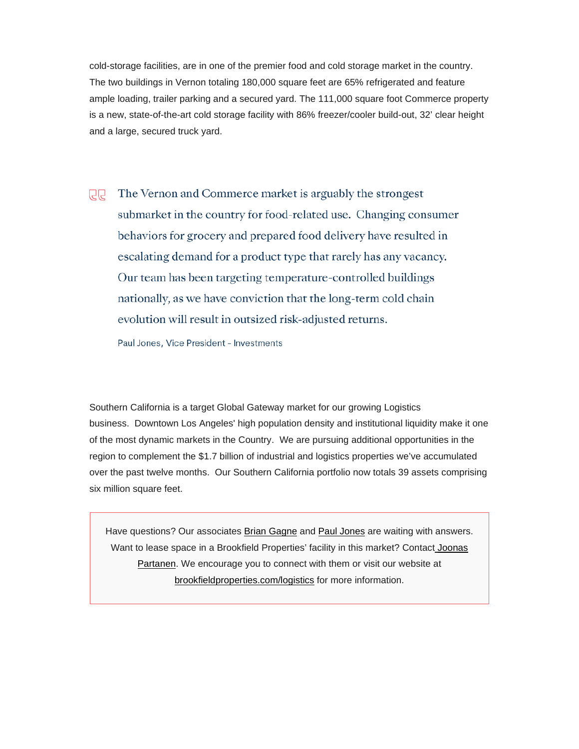cold-storage facilities, are in one of the premier food and cold storage market in the country. The two buildings in Vernon totaling 180,000 square feet are 65% refrigerated and feature ample loading, trailer parking and a secured yard. The 111,000 square foot Commerce property is a new, state-of-the-art cold storage facility with 86% freezer/cooler build-out, 32' clear height and a large, secured truck yard.

> The Vernon and Commerce market is arguably the strongest submarket in the country for food-related use. Changing consumer behaviors for grocery and prepared food delivery have resulted in escalating demand for a product type that rarely has any vacancy. Our team has been targeting temperature-controlled buildings nationally, as we have conviction that the long-term cold chain evolution will result in outsized risk-adjusted returns.
>
> Paul Jones, Vice President - Investments

Southern California is a target Global Gateway market for our growing Logistics business. Downtown Los Angeles' high population density and institutional liquidity make it one of the most dynamic markets in the Country. We are pursuing additional opportunities in the region to complement the $1.7 billion of industrial and logistics properties we've accumulated over the past twelve months. Our Southern California portfolio now totals 39 assets comprising six million square feet.

Have questions? Our associates Brian Gagne and Paul Jones are waiting with answers. Want to lease space in a Brookfield Properties' facility in this market? Contact Joonas Partanen. We encourage you to connect with them or visit our website at brookfieldproperties.com/logistics for more information.